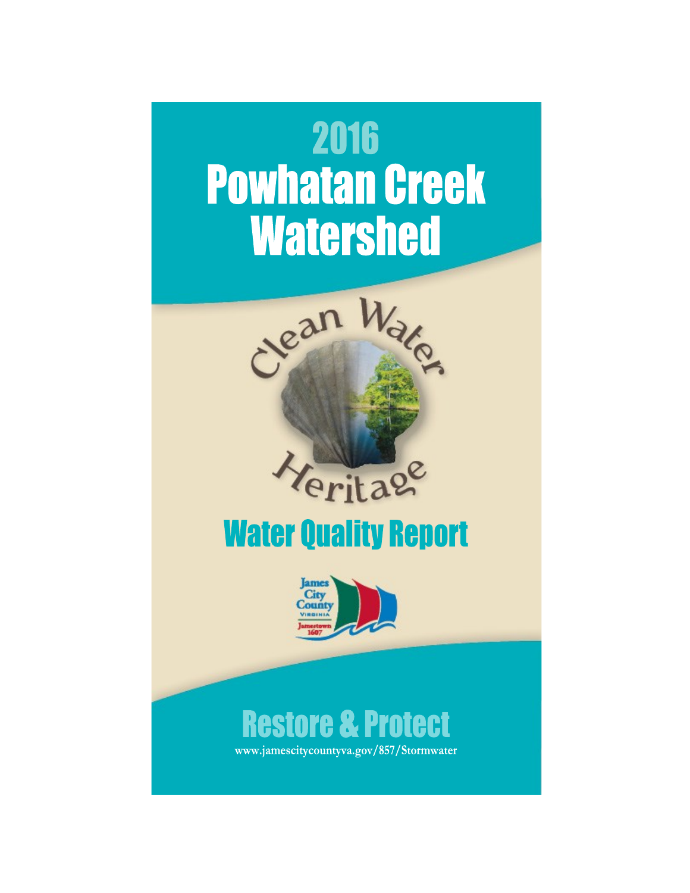# 2016 Powhatan Creek Watershed

Clean Water Heritage

## Water Quality Report

James City County VIRGINIA Jamestown 1607

## Restore & Protect

www.jamescitycountyva.gov/857/Stormwater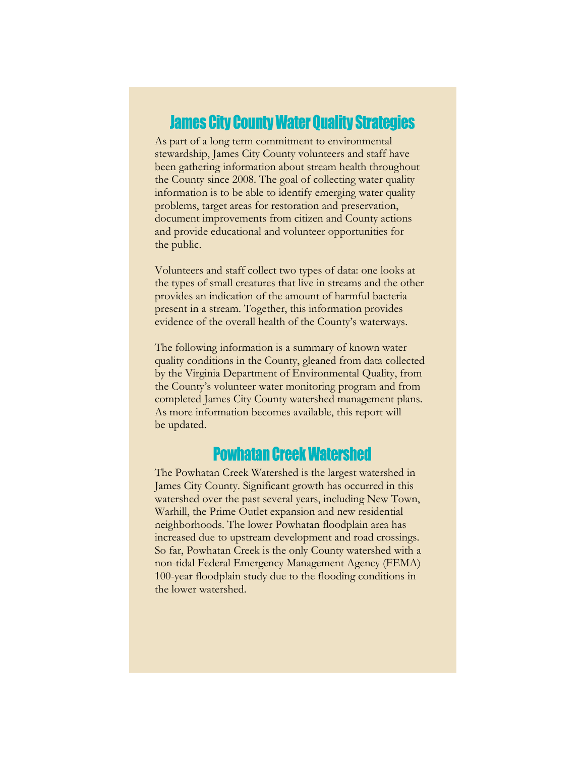## James City County Water Quality Strategies

As part of a long term commitment to environmental stewardship, James City County volunteers and staff have been gathering information about stream health throughout the County since 2008. The goal of collecting water quality information is to be able to identify emerging water quality problems, target areas for restoration and preservation, document improvements from citizen and County actions and provide educational and volunteer opportunities for the public.

Volunteers and staff collect two types of data: one looks at the types of small creatures that live in streams and the other provides an indication of the amount of harmful bacteria present in a stream. Together, this information provides evidence of the overall health of the County's waterways.

The following information is a summary of known water quality conditions in the County, gleaned from data collected by the Virginia Department of Environmental Quality, from the County's volunteer water monitoring program and from completed James City County watershed management plans. As more information becomes available, this report will be updated.

## Powhatan Creek Watershed

The Powhatan Creek Watershed is the largest watershed in James City County. Significant growth has occurred in this watershed over the past several years, including New Town, Warhill, the Prime Outlet expansion and new residential neighborhoods. The lower Powhatan floodplain area has increased due to upstream development and road crossings. So far, Powhatan Creek is the only County watershed with a non-tidal Federal Emergency Management Agency (FEMA) 100-year floodplain study due to the flooding conditions in the lower watershed.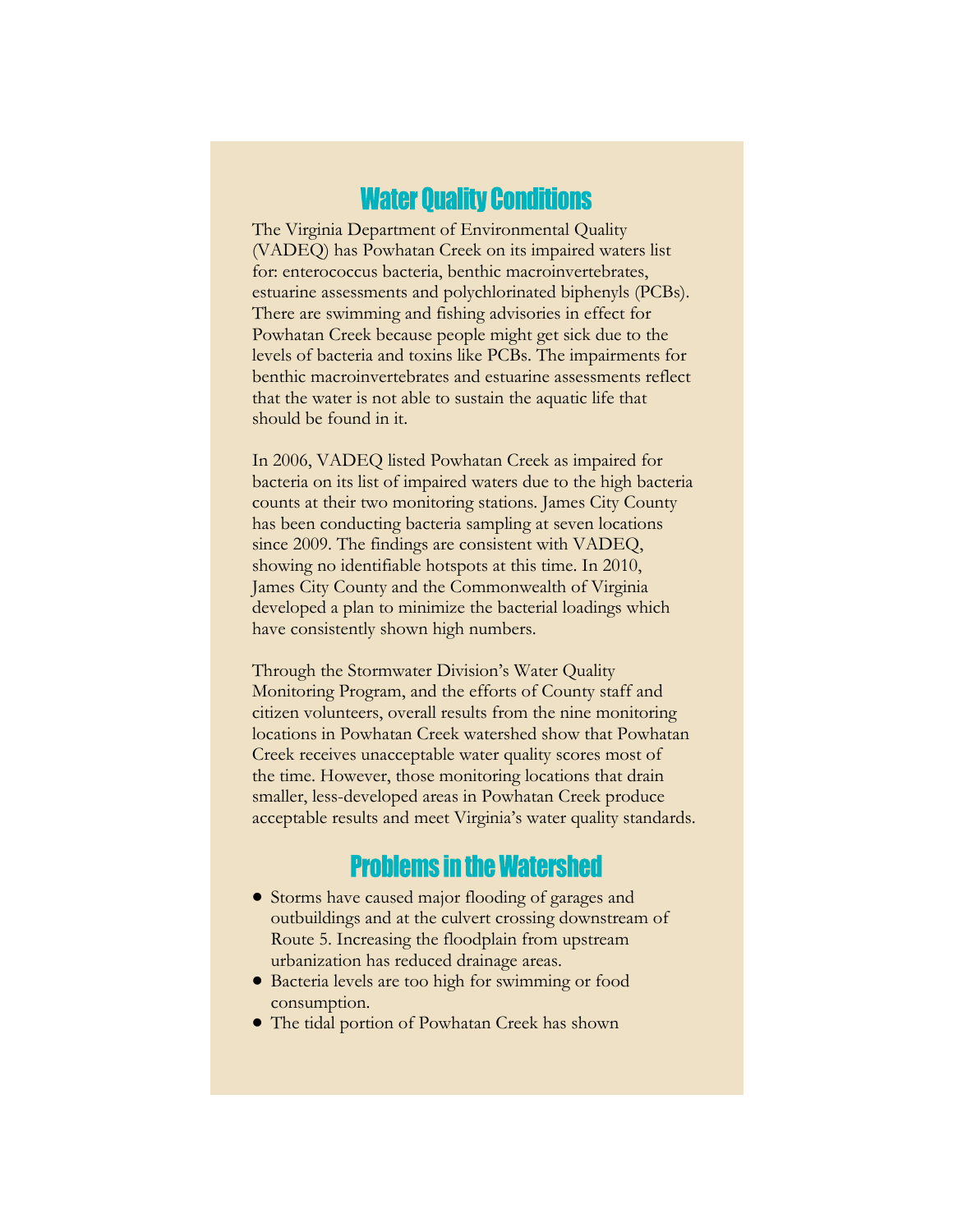## Water Quality Conditions

The Virginia Department of Environmental Quality (VADEQ) has Powhatan Creek on its impaired waters list for: enterococcus bacteria, benthic macroinvertebrates, estuarine assessments and polychlorinated biphenyls (PCBs). There are swimming and fishing advisories in effect for Powhatan Creek because people might get sick due to the levels of bacteria and toxins like PCBs. The impairments for benthic macroinvertebrates and estuarine assessments reflect that the water is not able to sustain the aquatic life that should be found in it.

In 2006, VADEQ listed Powhatan Creek as impaired for bacteria on its list of impaired waters due to the high bacteria counts at their two monitoring stations. James City County has been conducting bacteria sampling at seven locations since 2009. The findings are consistent with VADEQ, showing no identifiable hotspots at this time. In 2010, James City County and the Commonwealth of Virginia developed a plan to minimize the bacterial loadings which have consistently shown high numbers.

Through the Stormwater Division's Water Quality Monitoring Program, and the efforts of County staff and citizen volunteers, overall results from the nine monitoring locations in Powhatan Creek watershed show that Powhatan Creek receives unacceptable water quality scores most of the time. However, those monitoring locations that drain smaller, less-developed areas in Powhatan Creek produce acceptable results and meet Virginia's water quality standards.

## Problems in the Watershed

- Storms have caused major flooding of garages and outbuildings and at the culvert crossing downstream of Route 5. Increasing the floodplain from upstream urbanization has reduced drainage areas.
- Bacteria levels are too high for swimming or food consumption.
- The tidal portion of Powhatan Creek has shown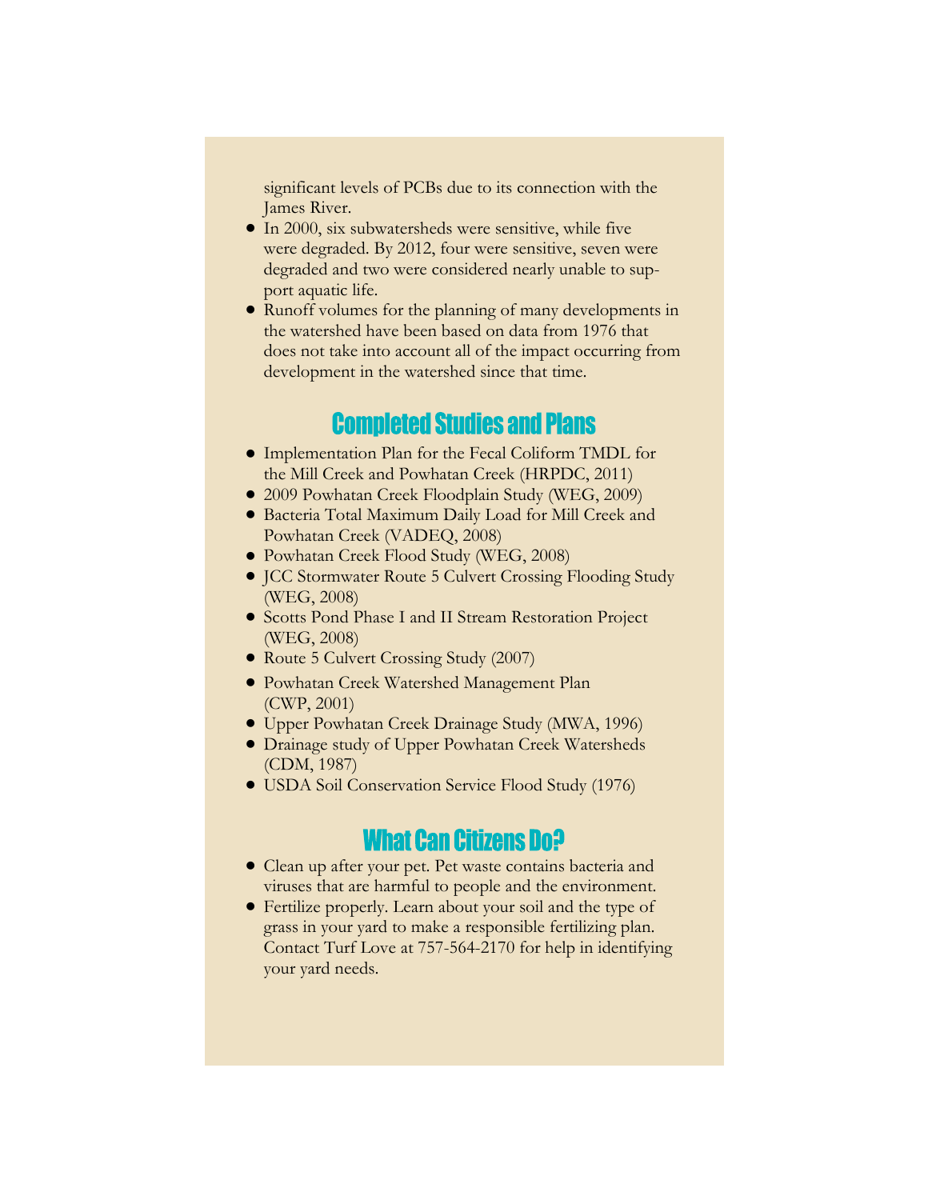significant levels of PCBs due to its connection with the James River.

- In 2000, six subwatersheds were sensitive, while five were degraded. By 2012, four were sensitive, seven were degraded and two were considered nearly unable to support aquatic life.
- Runoff volumes for the planning of many developments in the watershed have been based on data from 1976 that does not take into account all of the impact occurring from development in the watershed since that time.

## Completed Studies and Plans

- Implementation Plan for the Fecal Coliform TMDL for the Mill Creek and Powhatan Creek (HRPDC, 2011)
- 2009 Powhatan Creek Floodplain Study (WEG, 2009)
- Bacteria Total Maximum Daily Load for Mill Creek and Powhatan Creek (VADEQ, 2008)
- Powhatan Creek Flood Study (WEG, 2008)
- JCC Stormwater Route 5 Culvert Crossing Flooding Study (WEG, 2008)
- Scotts Pond Phase I and II Stream Restoration Project (WEG, 2008)
- Route 5 Culvert Crossing Study (2007)
- Powhatan Creek Watershed Management Plan (CWP, 2001)
- Upper Powhatan Creek Drainage Study (MWA, 1996)
- Drainage study of Upper Powhatan Creek Watersheds (CDM, 1987)
- USDA Soil Conservation Service Flood Study (1976)

## What Can Citizens Do?

- Clean up after your pet. Pet waste contains bacteria and viruses that are harmful to people and the environment.
- Fertilize properly. Learn about your soil and the type of grass in your yard to make a responsible fertilizing plan. Contact Turf Love at 757-564-2170 for help in identifying your yard needs.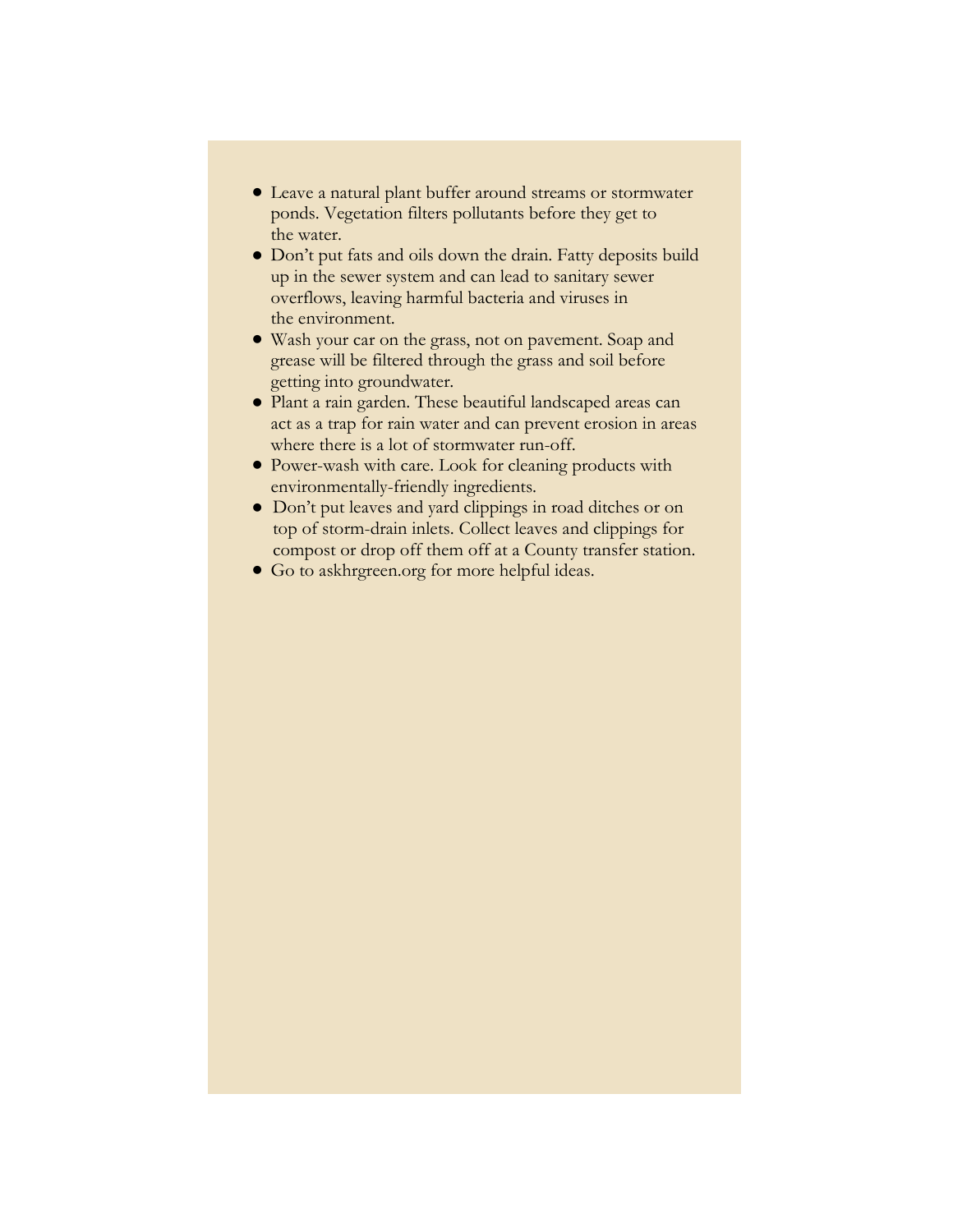- Leave a natural plant buffer around streams or stormwater ponds. Vegetation filters pollutants before they get to the water.
- Don't put fats and oils down the drain. Fatty deposits build up in the sewer system and can lead to sanitary sewer overflows, leaving harmful bacteria and viruses in the environment.
- Wash your car on the grass, not on pavement. Soap and grease will be filtered through the grass and soil before getting into groundwater.
- Plant a rain garden. These beautiful landscaped areas can act as a trap for rain water and can prevent erosion in areas where there is a lot of stormwater run-off.
- Power-wash with care. Look for cleaning products with environmentally-friendly ingredients.
- Don't put leaves and yard clippings in road ditches or on top of storm-drain inlets. Collect leaves and clippings for compost or drop off them off at a County transfer station.
- Go to askhrgreen.org for more helpful ideas.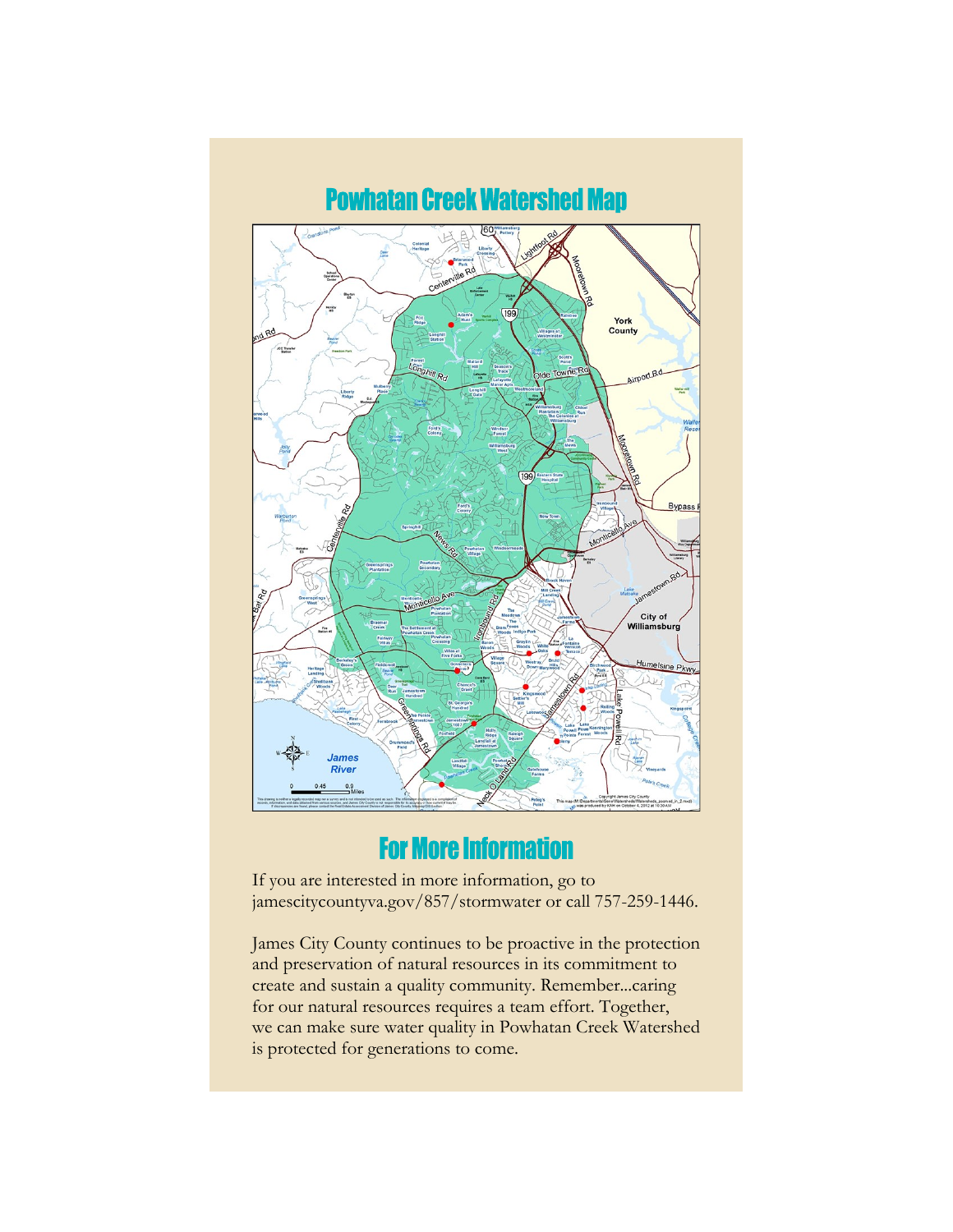## Powhatan Creek Watershed Map

## For More Information

If you are interested in more information, go to jamescitycountyva.gov/857/stormwater or call 757-259-1446.

James City County continues to be proactive in the protection and preservation of natural resources in its commitment to create and sustain a quality community. Remember...caring for our natural resources requires a team effort. Together, we can make sure water quality in Powhatan Creek Watershed is protected for generations to come.